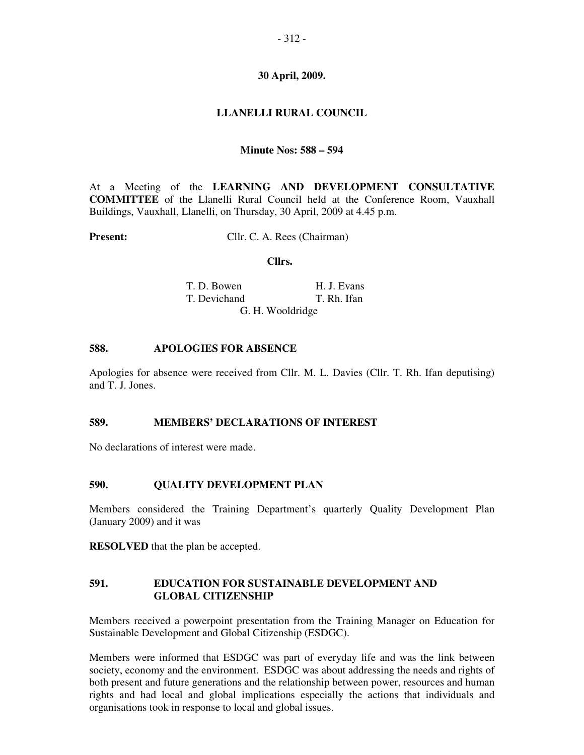**30 April, 2009.**

**LLANELLI RURAL COUNCIL**

**Minute Nos: 588 – 594**

At a Meeting of the **LEARNING AND DEVELOPMENT CONSULTATIVE COMMITTEE** of the Llanelli Rural Council held at the Conference Room, Vauxhall Buildings, Vauxhall, Llanelli, on Thursday, 30 April, 2009 at 4.45 p.m.

**Present:** Cllr. C. A. Rees (Chairman)

**Cllrs.**

T. D. Bowen
H. J. Evans
T. Devichand
T. Rh. Ifan
G. H. Wooldridge

## 588. APOLOGIES FOR ABSENCE

Apologies for absence were received from Cllr. M. L. Davies (Cllr. T. Rh. Ifan deputising) and T. J. Jones.

## 589. MEMBERS' DECLARATIONS OF INTEREST

No declarations of interest were made.

## 590. QUALITY DEVELOPMENT PLAN

Members considered the Training Department's quarterly Quality Development Plan (January 2009) and it was

**RESOLVED** that the plan be accepted.

## 591. EDUCATION FOR SUSTAINABLE DEVELOPMENT AND GLOBAL CITIZENSHIP

Members received a powerpoint presentation from the Training Manager on Education for Sustainable Development and Global Citizenship (ESDGC).

Members were informed that ESDGC was part of everyday life and was the link between society, economy and the environment. ESDGC was about addressing the needs and rights of both present and future generations and the relationship between power, resources and human rights and had local and global implications especially the actions that individuals and organisations took in response to local and global issues.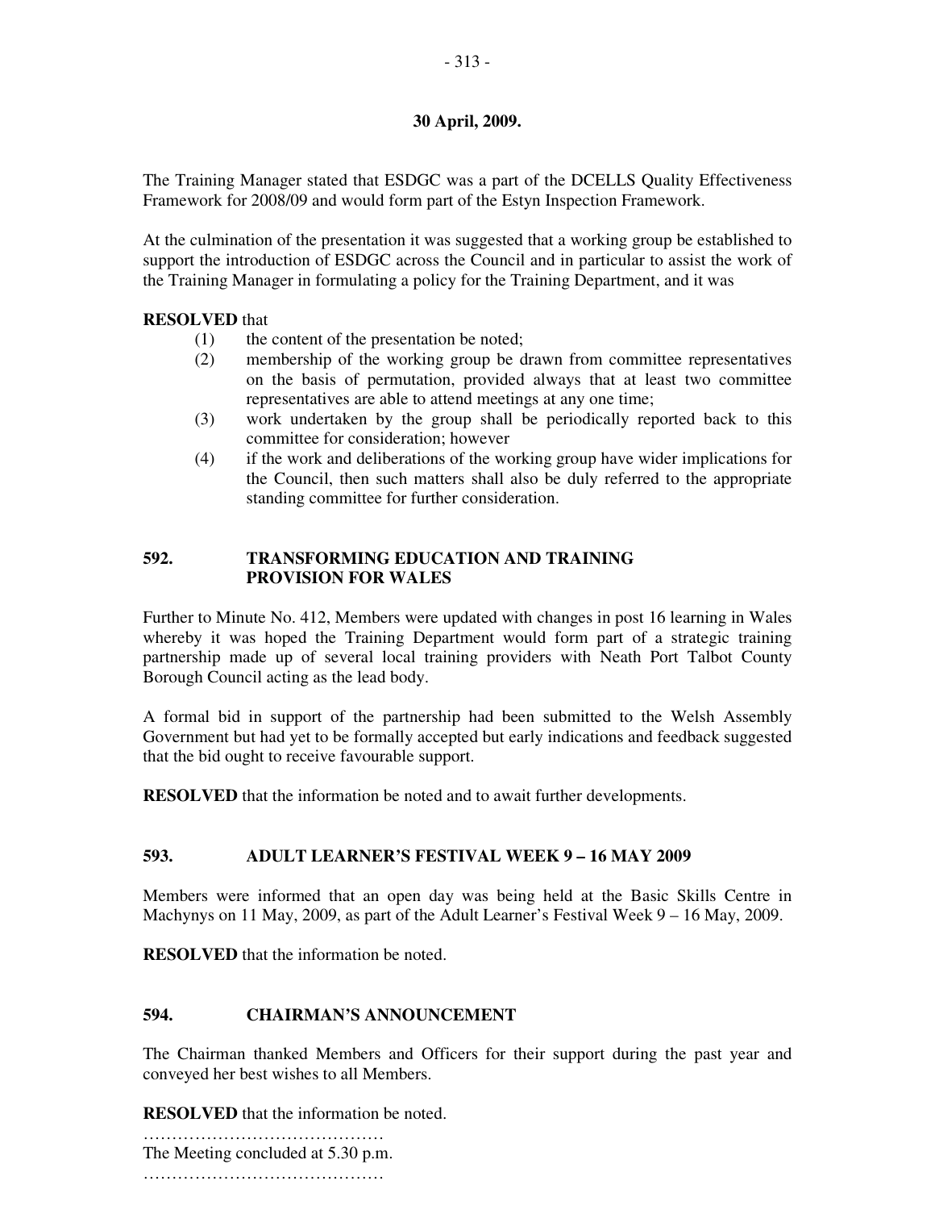**30 April, 2009.**

The Training Manager stated that ESDGC was a part of the DCELLS Quality Effectiveness Framework for 2008/09 and would form part of the Estyn Inspection Framework.

At the culmination of the presentation it was suggested that a working group be established to support the introduction of ESDGC across the Council and in particular to assist the work of the Training Manager in formulating a policy for the Training Department, and it was

**RESOLVED** that

(1) the content of the presentation be noted;
(2) membership of the working group be drawn from committee representatives on the basis of permutation, provided always that at least two committee representatives are able to attend meetings at any one time;
(3) work undertaken by the group shall be periodically reported back to this committee for consideration; however
(4) if the work and deliberations of the working group have wider implications for the Council, then such matters shall also be duly referred to the appropriate standing committee for further consideration.

## 592. TRANSFORMING EDUCATION AND TRAINING PROVISION FOR WALES

Further to Minute No. 412, Members were updated with changes in post 16 learning in Wales whereby it was hoped the Training Department would form part of a strategic training partnership made up of several local training providers with Neath Port Talbot County Borough Council acting as the lead body.

A formal bid in support of the partnership had been submitted to the Welsh Assembly Government but had yet to be formally accepted but early indications and feedback suggested that the bid ought to receive favourable support.

**RESOLVED** that the information be noted and to await further developments.

## 593. ADULT LEARNER'S FESTIVAL WEEK 9 – 16 MAY 2009

Members were informed that an open day was being held at the Basic Skills Centre in Machynys on 11 May, 2009, as part of the Adult Learner's Festival Week 9 – 16 May, 2009.

**RESOLVED** that the information be noted.

## 594. CHAIRMAN'S ANNOUNCEMENT

The Chairman thanked Members and Officers for their support during the past year and conveyed her best wishes to all Members.

**RESOLVED** that the information be noted.

……………………………………

The Meeting concluded at 5.30 p.m.

……………………………………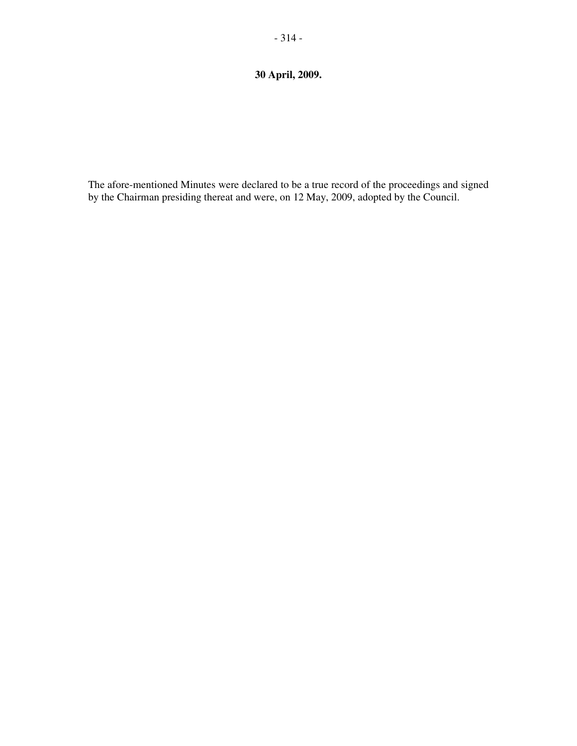**30 April, 2009.**

The afore-mentioned Minutes were declared to be a true record of the proceedings and signed by the Chairman presiding thereat and were, on 12 May, 2009, adopted by the Council.